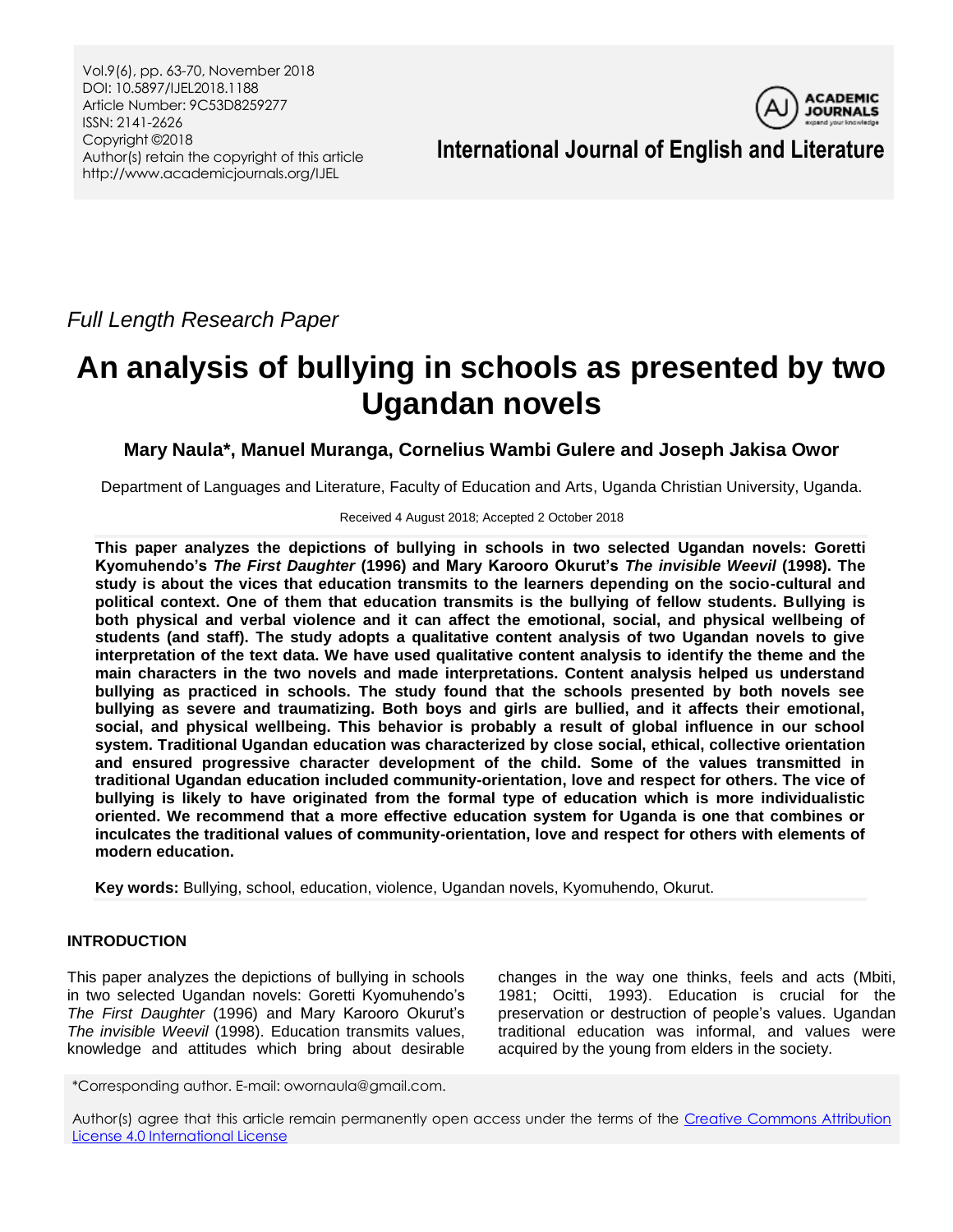Vol.9(6), pp. 63-70, November 2018
DOI: 10.5897/IJEL2018.1188
Article Number: 9C53D8259277
ISSN: 2141-2626
Copyright ©2018
Author(s) retain the copyright of this article
http://www.academicjournals.org/IJEL

**International Journal of English and Literature**

*Full Length Research Paper*

# An analysis of bullying in schools as presented by two Ugandan novels

**Mary Naula\*, Manuel Muranga, Cornelius Wambi Gulere and Joseph Jakisa Owor**

Department of Languages and Literature, Faculty of Education and Arts, Uganda Christian University, Uganda.

Received 4 August 2018; Accepted 2 October 2018

**This paper analyzes the depictions of bullying in schools in two selected Ugandan novels: Goretti Kyomuhendo's *The First Daughter* (1996) and Mary Karooro Okurut's *The invisible Weevil* (1998). The study is about the vices that education transmits to the learners depending on the socio-cultural and political context. One of them that education transmits is the bullying of fellow students. Bullying is both physical and verbal violence and it can affect the emotional, social, and physical wellbeing of students (and staff). The study adopts a qualitative content analysis of two Ugandan novels to give interpretation of the text data. We have used qualitative content analysis to identify the theme and the main characters in the two novels and made interpretations. Content analysis helped us understand bullying as practiced in schools. The study found that the schools presented by both novels see bullying as severe and traumatizing. Both boys and girls are bullied, and it affects their emotional, social, and physical wellbeing. This behavior is probably a result of global influence in our school system. Traditional Ugandan education was characterized by close social, ethical, collective orientation and ensured progressive character development of the child. Some of the values transmitted in traditional Ugandan education included community-orientation, love and respect for others. The vice of bullying is likely to have originated from the formal type of education which is more individualistic oriented. We recommend that a more effective education system for Uganda is one that combines or inculcates the traditional values of community-orientation, love and respect for others with elements of modern education.**

**Key words:** Bullying, school, education, violence, Ugandan novels, Kyomuhendo, Okurut.

## INTRODUCTION

This paper analyzes the depictions of bullying in schools in two selected Ugandan novels: Goretti Kyomuhendo's *The First Daughter* (1996) and Mary Karooro Okurut's *The invisible Weevil* (1998). Education transmits values, knowledge and attitudes which bring about desirable changes in the way one thinks, feels and acts (Mbiti, 1981; Ocitti, 1993). Education is crucial for the preservation or destruction of people's values. Ugandan traditional education was informal, and values were acquired by the young from elders in the society.

\*Corresponding author. E-mail: owornaula@gmail.com.

Author(s) agree that this article remain permanently open access under the terms of the Creative Commons Attribution License 4.0 International License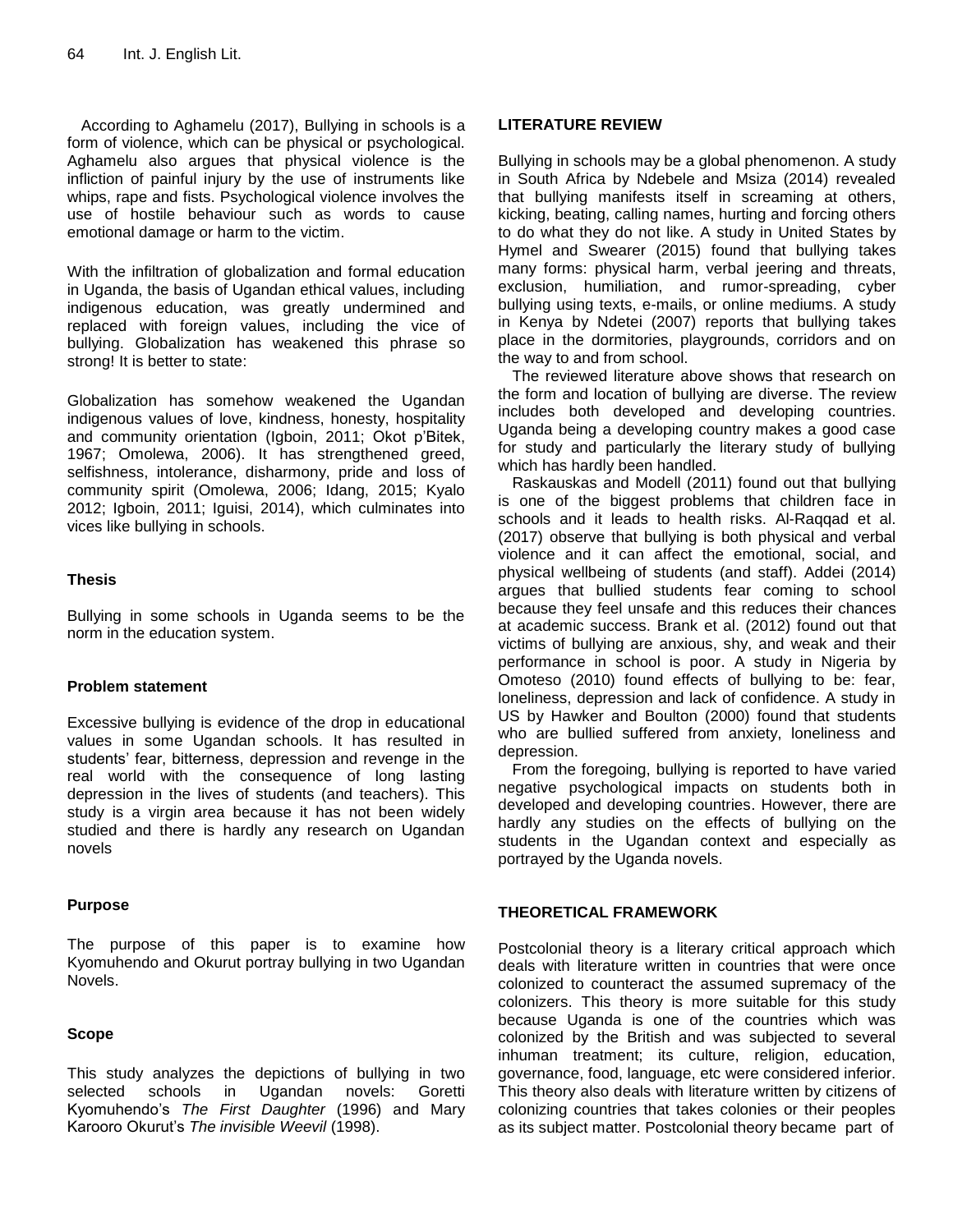According to Aghamelu (2017), Bullying in schools is a form of violence, which can be physical or psychological. Aghamelu also argues that physical violence is the infliction of painful injury by the use of instruments like whips, rape and fists. Psychological violence involves the use of hostile behaviour such as words to cause emotional damage or harm to the victim.

With the infiltration of globalization and formal education in Uganda, the basis of Ugandan ethical values, including indigenous education, was greatly undermined and replaced with foreign values, including the vice of bullying. Globalization has weakened this phrase so strong! It is better to state:

Globalization has somehow weakened the Ugandan indigenous values of love, kindness, honesty, hospitality and community orientation (Igboin, 2011; Okot p'Bitek, 1967; Omolewa, 2006). It has strengthened greed, selfishness, intolerance, disharmony, pride and loss of community spirit (Omolewa, 2006; Idang, 2015; Kyalo 2012; Igboin, 2011; Iguisi, 2014), which culminates into vices like bullying in schools.

### Thesis

Bullying in some schools in Uganda seems to be the norm in the education system.

### Problem statement

Excessive bullying is evidence of the drop in educational values in some Ugandan schools. It has resulted in students' fear, bitterness, depression and revenge in the real world with the consequence of long lasting depression in the lives of students (and teachers). This study is a virgin area because it has not been widely studied and there is hardly any research on Ugandan novels

### Purpose

The purpose of this paper is to examine how Kyomuhendo and Okurut portray bullying in two Ugandan Novels.

### Scope

This study analyzes the depictions of bullying in two selected schools in Ugandan novels: Goretti Kyomuhendo's *The First Daughter* (1996) and Mary Karooro Okurut's *The invisible Weevil* (1998).

## LITERATURE REVIEW

Bullying in schools may be a global phenomenon. A study in South Africa by Ndebele and Msiza (2014) revealed that bullying manifests itself in screaming at others, kicking, beating, calling names, hurting and forcing others to do what they do not like. A study in United States by Hymel and Swearer (2015) found that bullying takes many forms: physical harm, verbal jeering and threats, exclusion, humiliation, and rumor-spreading, cyber bullying using texts, e-mails, or online mediums. A study in Kenya by Ndetei (2007) reports that bullying takes place in the dormitories, playgrounds, corridors and on the way to and from school.

The reviewed literature above shows that research on the form and location of bullying are diverse. The review includes both developed and developing countries. Uganda being a developing country makes a good case for study and particularly the literary study of bullying which has hardly been handled.

Raskauskas and Modell (2011) found out that bullying is one of the biggest problems that children face in schools and it leads to health risks. Al-Raqqad et al. (2017) observe that bullying is both physical and verbal violence and it can affect the emotional, social, and physical wellbeing of students (and staff). Addei (2014) argues that bullied students fear coming to school because they feel unsafe and this reduces their chances at academic success. Brank et al. (2012) found out that victims of bullying are anxious, shy, and weak and their performance in school is poor. A study in Nigeria by Omoteso (2010) found effects of bullying to be: fear, loneliness, depression and lack of confidence. A study in US by Hawker and Boulton (2000) found that students who are bullied suffered from anxiety, loneliness and depression.

From the foregoing, bullying is reported to have varied negative psychological impacts on students both in developed and developing countries. However, there are hardly any studies on the effects of bullying on the students in the Ugandan context and especially as portrayed by the Uganda novels.

## THEORETICAL FRAMEWORK

Postcolonial theory is a literary critical approach which deals with literature written in countries that were once colonized to counteract the assumed supremacy of the colonizers. This theory is more suitable for this study because Uganda is one of the countries which was colonized by the British and was subjected to several inhuman treatment; its culture, religion, education, governance, food, language, etc were considered inferior. This theory also deals with literature written by citizens of colonizing countries that takes colonies or their peoples as its subject matter. Postcolonial theory became part of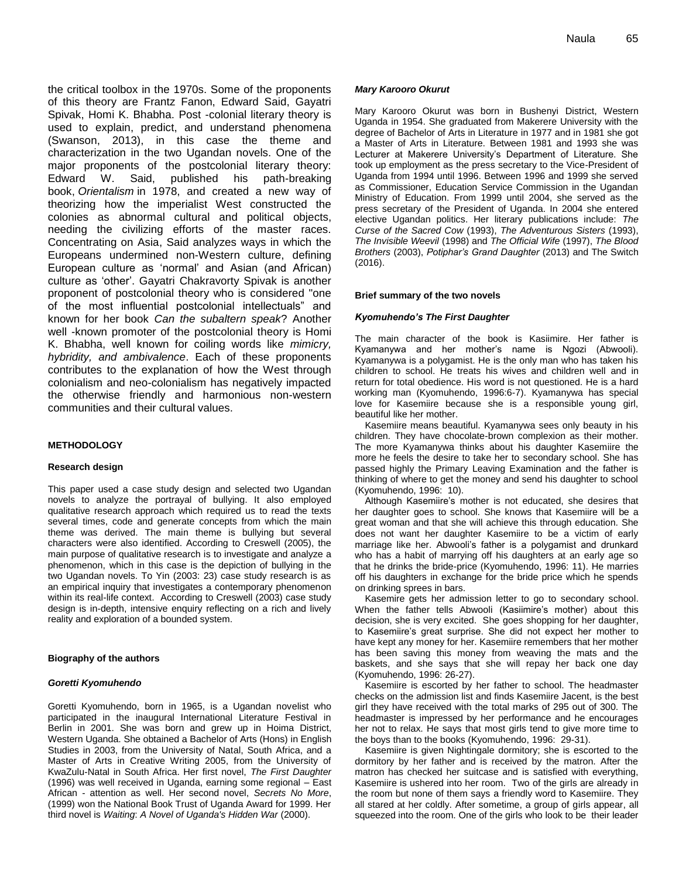the critical toolbox in the 1970s. Some of the proponents of this theory are Frantz Fanon, Edward Said, Gayatri Spivak, Homi K. Bhabha. Post -colonial literary theory is used to explain, predict, and understand phenomena (Swanson, 2013), in this case the theme and characterization in the two Ugandan novels. One of the major proponents of the postcolonial literary theory: Edward W. Said, published his path-breaking book, *Orientalism* in 1978, and created a new way of theorizing how the imperialist West constructed the colonies as abnormal cultural and political objects, needing the civilizing efforts of the master races. Concentrating on Asia, Said analyzes ways in which the Europeans undermined non-Western culture, defining European culture as 'normal' and Asian (and African) culture as 'other'. Gayatri Chakravorty Spivak is another proponent of postcolonial theory who is considered "one of the most influential postcolonial intellectuals" and known for her book *Can the subaltern speak*? Another well -known promoter of the postcolonial theory is Homi K. Bhabha, well known for coiling words like *mimicry, hybridity, and ambivalence*. Each of these proponents contributes to the explanation of how the West through colonialism and neo-colonialism has negatively impacted the otherwise friendly and harmonious non-western communities and their cultural values.

## METHODOLOGY

### Research design

This paper used a case study design and selected two Ugandan novels to analyze the portrayal of bullying. It also employed qualitative research approach which required us to read the texts several times, code and generate concepts from which the main theme was derived. The main theme is bullying but several characters were also identified. According to Creswell (2005), the main purpose of qualitative research is to investigate and analyze a phenomenon, which in this case is the depiction of bullying in the two Ugandan novels. To Yin (2003: 23) case study research is as an empirical inquiry that investigates a contemporary phenomenon within its real-life context. According to Creswell (2003) case study design is in-depth, intensive enquiry reflecting on a rich and lively reality and exploration of a bounded system.

### Biography of the authors

#### *Goretti Kyomuhendo*

Goretti Kyomuhendo, born in 1965, is a Ugandan novelist who participated in the inaugural International Literature Festival in Berlin in 2001. She was born and grew up in Hoima District, Western Uganda. She obtained a Bachelor of Arts (Hons) in English Studies in 2003, from the University of Natal, South Africa, and a Master of Arts in Creative Writing 2005, from the University of KwaZulu-Natal in South Africa. Her first novel, *The First Daughter* (1996) was well received in Uganda, earning some regional – East African - attention as well. Her second novel, *Secrets No More*, (1999) won the National Book Trust of Uganda Award for 1999. Her third novel is *Waiting*: *A Novel of Uganda's Hidden War* (2000).

#### *Mary Karooro Okurut*

Mary Karooro Okurut was born in Bushenyi District, Western Uganda in 1954. She graduated from Makerere University with the degree of Bachelor of Arts in Literature in 1977 and in 1981 she got a Master of Arts in Literature. Between 1981 and 1993 she was Lecturer at Makerere University's Department of Literature. She took up employment as the press secretary to the Vice-President of Uganda from 1994 until 1996. Between 1996 and 1999 she served as Commissioner, Education Service Commission in the Ugandan Ministry of Education. From 1999 until 2004, she served as the press secretary of the President of Uganda. In 2004 she entered elective Ugandan politics. Her literary publications include: *The Curse of the Sacred Cow* (1993), *The Adventurous Sisters* (1993), *The Invisible Weevil* (1998) and *The Official Wife* (1997), *The Blood Brothers* (2003), *Potiphar's Grand Daughter* (2013) and The Switch (2016).

### Brief summary of the two novels

#### *Kyomuhendo's The First Daughter*

The main character of the book is Kasiimire. Her father is Kyamanywa and her mother's name is Ngozi (Abwooli). Kyamanywa is a polygamist. He is the only man who has taken his children to school. He treats his wives and children well and in return for total obedience. His word is not questioned. He is a hard working man (Kyomuhendo, 1996:6-7). Kyamanywa has special love for Kasemiire because she is a responsible young girl, beautiful like her mother.

Kasemiire means beautiful. Kyamanywa sees only beauty in his children. They have chocolate-brown complexion as their mother. The more Kyamanywa thinks about his daughter Kasemiire the more he feels the desire to take her to secondary school. She has passed highly the Primary Leaving Examination and the father is thinking of where to get the money and send his daughter to school (Kyomuhendo, 1996: 10).

Although Kasemiire's mother is not educated, she desires that her daughter goes to school. She knows that Kasemiire will be a great woman and that she will achieve this through education. She does not want her daughter Kasemiire to be a victim of early marriage like her. Abwooli's father is a polygamist and drunkard who has a habit of marrying off his daughters at an early age so that he drinks the bride-price (Kyomuhendo, 1996: 11). He marries off his daughters in exchange for the bride price which he spends on drinking sprees in bars.

Kasemire gets her admission letter to go to secondary school. When the father tells Abwooli (Kasiimire's mother) about this decision, she is very excited. She goes shopping for her daughter, to Kasemiire's great surprise. She did not expect her mother to have kept any money for her. Kasemiire remembers that her mother has been saving this money from weaving the mats and the baskets, and she says that she will repay her back one day (Kyomuhendo, 1996: 26-27).

Kasemiire is escorted by her father to school. The headmaster checks on the admission list and finds Kasemiire Jacent, is the best girl they have received with the total marks of 295 out of 300. The headmaster is impressed by her performance and he encourages her not to relax. He says that most girls tend to give more time to the boys than to the books (Kyomuhendo, 1996: 29-31).

Kasemiire is given Nightingale dormitory; she is escorted to the dormitory by her father and is received by the matron. After the matron has checked her suitcase and is satisfied with everything, Kasemiire is ushered into her room. Two of the girls are already in the room but none of them says a friendly word to Kasemiire. They all stared at her coldly. After sometime, a group of girls appear, all squeezed into the room. One of the girls who look to be their leader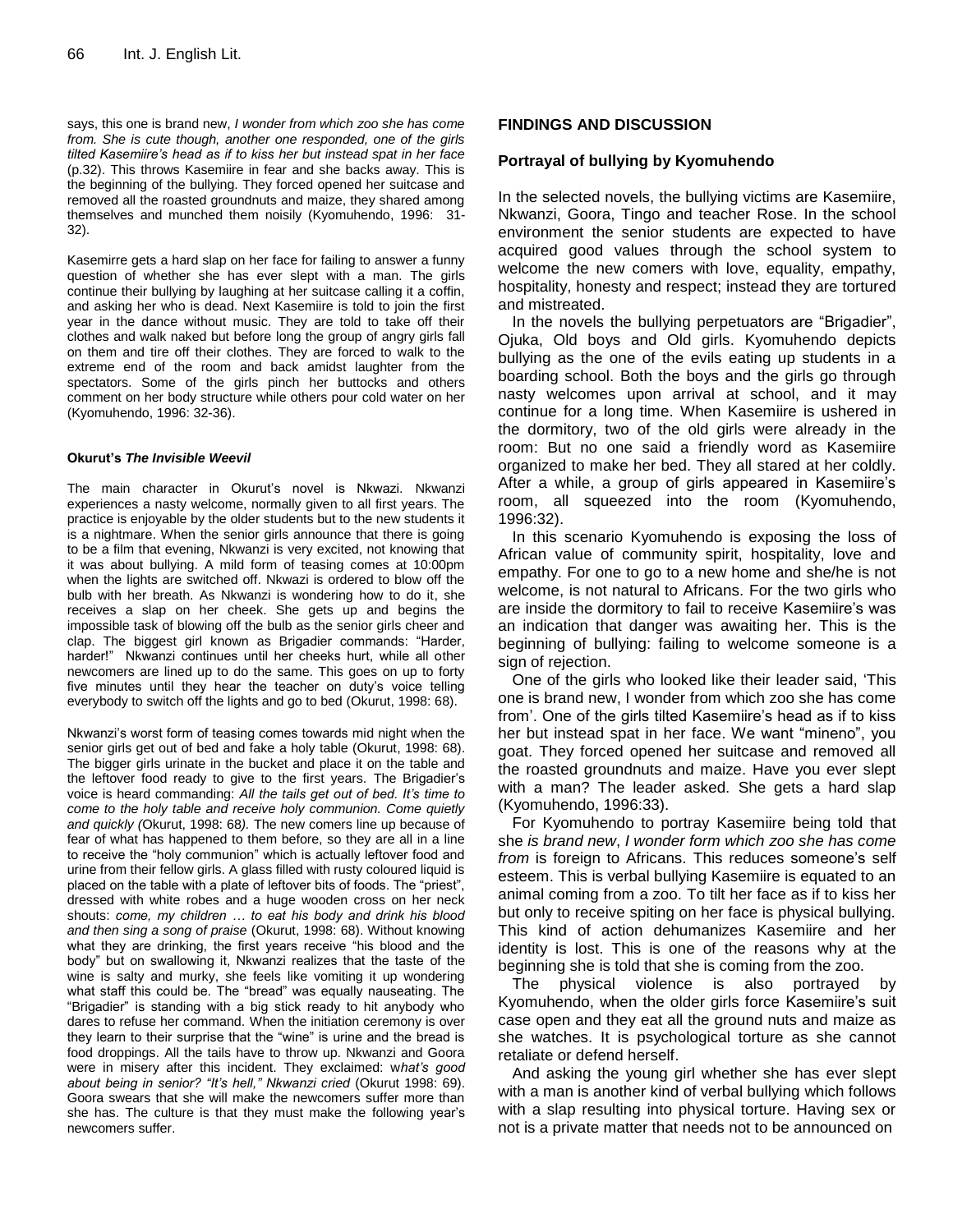says, this one is brand new, *I wonder from which zoo she has come from. She is cute though, another one responded, one of the girls tilted Kasemiire's head as if to kiss her but instead spat in her face* (p.32). This throws Kasemiire in fear and she backs away. This is the beginning of the bullying. They forced opened her suitcase and removed all the roasted groundnuts and maize, they shared among themselves and munched them noisily (Kyomuhendo, 1996: 31-32).

Kasemirre gets a hard slap on her face for failing to answer a funny question of whether she has ever slept with a man. The girls continue their bullying by laughing at her suitcase calling it a coffin, and asking her who is dead. Next Kasemiire is told to join the first year in the dance without music. They are told to take off their clothes and walk naked but before long the group of angry girls fall on them and tire off their clothes. They are forced to walk to the extreme end of the room and back amidst laughter from the spectators. Some of the girls pinch her buttocks and others comment on her body structure while others pour cold water on her (Kyomuhendo, 1996: 32-36).

#### Okurut's *The Invisible Weevil*

The main character in Okurut's novel is Nkwazi. Nkwanzi experiences a nasty welcome, normally given to all first years. The practice is enjoyable by the older students but to the new students it is a nightmare. When the senior girls announce that there is going to be a film that evening, Nkwanzi is very excited, not knowing that it was about bullying. A mild form of teasing comes at 10:00pm when the lights are switched off. Nkwazi is ordered to blow off the bulb with her breath. As Nkwanzi is wondering how to do it, she receives a slap on her cheek. She gets up and begins the impossible task of blowing off the bulb as the senior girls cheer and clap. The biggest girl known as Brigadier commands: "Harder, harder!" Nkwanzi continues until her cheeks hurt, while all other newcomers are lined up to do the same. This goes on up to forty five minutes until they hear the teacher on duty's voice telling everybody to switch off the lights and go to bed (Okurut, 1998: 68).

Nkwanzi's worst form of teasing comes towards mid night when the senior girls get out of bed and fake a holy table (Okurut, 1998: 68). The bigger girls urinate in the bucket and place it on the table and the leftover food ready to give to the first years. The Brigadier's voice is heard commanding: *All the tails get out of bed. It's time to come to the holy table and receive holy communion. Come quietly and quickly (*Okurut, 1998: 68*).* The new comers line up because of fear of what has happened to them before, so they are all in a line to receive the "holy communion" which is actually leftover food and urine from their fellow girls. A glass filled with rusty coloured liquid is placed on the table with a plate of leftover bits of foods. The "priest", dressed with white robes and a huge wooden cross on her neck shouts: *come, my children … to eat his body and drink his blood and then sing a song of praise* (Okurut, 1998: 68). Without knowing what they are drinking, the first years receive "his blood and the body" but on swallowing it, Nkwanzi realizes that the taste of the wine is salty and murky, she feels like vomiting it up wondering what staff this could be. The "bread" was equally nauseating. The "Brigadier" is standing with a big stick ready to hit anybody who dares to refuse her command. When the initiation ceremony is over they learn to their surprise that the "wine" is urine and the bread is food droppings. All the tails have to throw up. Nkwanzi and Goora were in misery after this incident. They exclaimed: w*hat's good about being in senior? "It's hell," Nkwanzi cried* (Okurut 1998: 69). Goora swears that she will make the newcomers suffer more than she has. The culture is that they must make the following year's newcomers suffer.

## FINDINGS AND DISCUSSION

### Portrayal of bullying by Kyomuhendo

In the selected novels, the bullying victims are Kasemiire, Nkwanzi, Goora, Tingo and teacher Rose. In the school environment the senior students are expected to have acquired good values through the school system to welcome the new comers with love, equality, empathy, hospitality, honesty and respect; instead they are tortured and mistreated.

In the novels the bullying perpetuators are "Brigadier", Ojuka, Old boys and Old girls. Kyomuhendo depicts bullying as the one of the evils eating up students in a boarding school. Both the boys and the girls go through nasty welcomes upon arrival at school, and it may continue for a long time. When Kasemiire is ushered in the dormitory, two of the old girls were already in the room: But no one said a friendly word as Kasemiire organized to make her bed. They all stared at her coldly. After a while, a group of girls appeared in Kasemiire's room, all squeezed into the room (Kyomuhendo, 1996:32).

In this scenario Kyomuhendo is exposing the loss of African value of community spirit, hospitality, love and empathy. For one to go to a new home and she/he is not welcome, is not natural to Africans. For the two girls who are inside the dormitory to fail to receive Kasemiire's was an indication that danger was awaiting her. This is the beginning of bullying: failing to welcome someone is a sign of rejection.

One of the girls who looked like their leader said, 'This one is brand new, I wonder from which zoo she has come from'. One of the girls tilted Kasemiire's head as if to kiss her but instead spat in her face. We want "mineno", you goat. They forced opened her suitcase and removed all the roasted groundnuts and maize. Have you ever slept with a man? The leader asked. She gets a hard slap (Kyomuhendo, 1996:33).

For Kyomuhendo to portray Kasemiire being told that she *is brand new*, *I wonder form which zoo she has come from* is foreign to Africans. This reduces someone's self esteem. This is verbal bullying Kasemiire is equated to an animal coming from a zoo. To tilt her face as if to kiss her but only to receive spiting on her face is physical bullying. This kind of action dehumanizes Kasemiire and her identity is lost. This is one of the reasons why at the beginning she is told that she is coming from the zoo.

The physical violence is also portrayed by Kyomuhendo, when the older girls force Kasemiire's suit case open and they eat all the ground nuts and maize as she watches. It is psychological torture as she cannot retaliate or defend herself.

And asking the young girl whether she has ever slept with a man is another kind of verbal bullying which follows with a slap resulting into physical torture. Having sex or not is a private matter that needs not to be announced on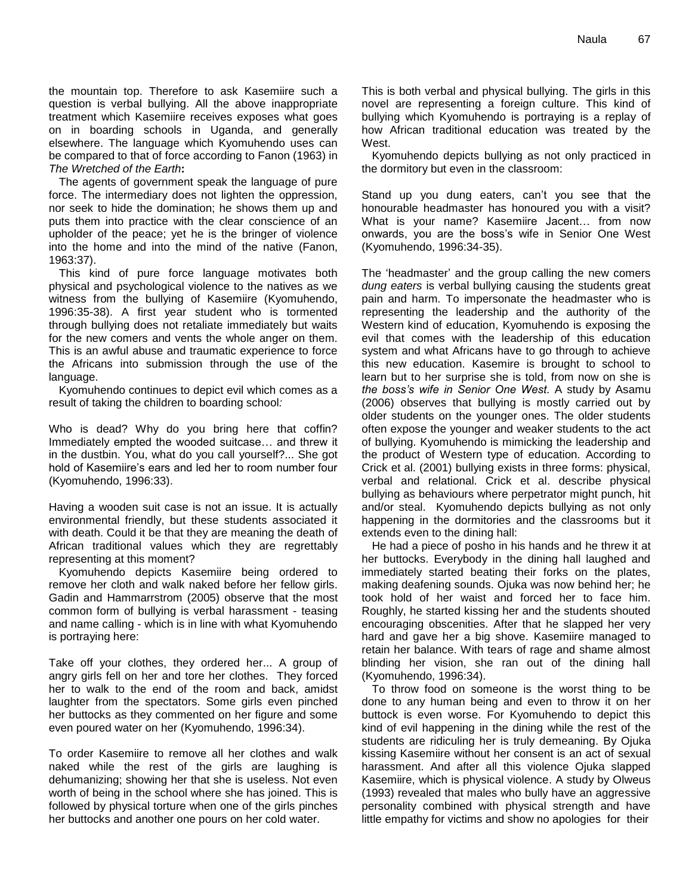the mountain top. Therefore to ask Kasemiire such a question is verbal bullying. All the above inappropriate treatment which Kasemiire receives exposes what goes on in boarding schools in Uganda, and generally elsewhere. The language which Kyomuhendo uses can be compared to that of force according to Fanon (1963) in *The Wretched of the Earth***:**

The agents of government speak the language of pure force. The intermediary does not lighten the oppression, nor seek to hide the domination; he shows them up and puts them into practice with the clear conscience of an upholder of the peace; yet he is the bringer of violence into the home and into the mind of the native (Fanon, 1963:37).

This kind of pure force language motivates both physical and psychological violence to the natives as we witness from the bullying of Kasemiire (Kyomuhendo, 1996:35-38). A first year student who is tormented through bullying does not retaliate immediately but waits for the new comers and vents the whole anger on them. This is an awful abuse and traumatic experience to force the Africans into submission through the use of the language.

Kyomuhendo continues to depict evil which comes as a result of taking the children to boarding school*:*

Who is dead? Why do you bring here that coffin? Immediately empted the wooded suitcase… and threw it in the dustbin. You, what do you call yourself?... She got hold of Kasemiire's ears and led her to room number four (Kyomuhendo, 1996:33).

Having a wooden suit case is not an issue. It is actually environmental friendly, but these students associated it with death. Could it be that they are meaning the death of African traditional values which they are regrettably representing at this moment?

Kyomuhendo depicts Kasemiire being ordered to remove her cloth and walk naked before her fellow girls. Gadin and Hammarrstrom (2005) observe that the most common form of bullying is verbal harassment - teasing and name calling - which is in line with what Kyomuhendo is portraying here:

Take off your clothes, they ordered her... A group of angry girls fell on her and tore her clothes. They forced her to walk to the end of the room and back, amidst laughter from the spectators. Some girls even pinched her buttocks as they commented on her figure and some even poured water on her (Kyomuhendo, 1996:34).

To order Kasemiire to remove all her clothes and walk naked while the rest of the girls are laughing is dehumanizing; showing her that she is useless. Not even worth of being in the school where she has joined. This is followed by physical torture when one of the girls pinches her buttocks and another one pours on her cold water.

This is both verbal and physical bullying. The girls in this novel are representing a foreign culture. This kind of bullying which Kyomuhendo is portraying is a replay of how African traditional education was treated by the West.

Kyomuhendo depicts bullying as not only practiced in the dormitory but even in the classroom:

Stand up you dung eaters, can't you see that the honourable headmaster has honoured you with a visit? What is your name? Kasemiire Jacent… from now onwards, you are the boss's wife in Senior One West (Kyomuhendo, 1996:34-35).

The 'headmaster' and the group calling the new comers *dung eaters* is verbal bullying causing the students great pain and harm. To impersonate the headmaster who is representing the leadership and the authority of the Western kind of education, Kyomuhendo is exposing the evil that comes with the leadership of this education system and what Africans have to go through to achieve this new education. Kasemire is brought to school to learn but to her surprise she is told, from now on she is *the boss's wife in Senior One West.* A study by Asamu (2006) observes that bullying is mostly carried out by older students on the younger ones. The older students often expose the younger and weaker students to the act of bullying. Kyomuhendo is mimicking the leadership and the product of Western type of education. According to Crick et al. (2001) bullying exists in three forms: physical, verbal and relational. Crick et al. describe physical bullying as behaviours where perpetrator might punch, hit and/or steal. Kyomuhendo depicts bullying as not only happening in the dormitories and the classrooms but it extends even to the dining hall:

He had a piece of posho in his hands and he threw it at her buttocks. Everybody in the dining hall laughed and immediately started beating their forks on the plates, making deafening sounds. Ojuka was now behind her; he took hold of her waist and forced her to face him. Roughly, he started kissing her and the students shouted encouraging obscenities. After that he slapped her very hard and gave her a big shove. Kasemiire managed to retain her balance. With tears of rage and shame almost blinding her vision, she ran out of the dining hall (Kyomuhendo, 1996:34).

To throw food on someone is the worst thing to be done to any human being and even to throw it on her buttock is even worse. For Kyomuhendo to depict this kind of evil happening in the dining while the rest of the students are ridiculing her is truly demeaning. By Ojuka kissing Kasemiire without her consent is an act of sexual harassment. And after all this violence Ojuka slapped Kasemiire, which is physical violence. A study by Olweus (1993) revealed that males who bully have an aggressive personality combined with physical strength and have little empathy for victims and show no apologies for their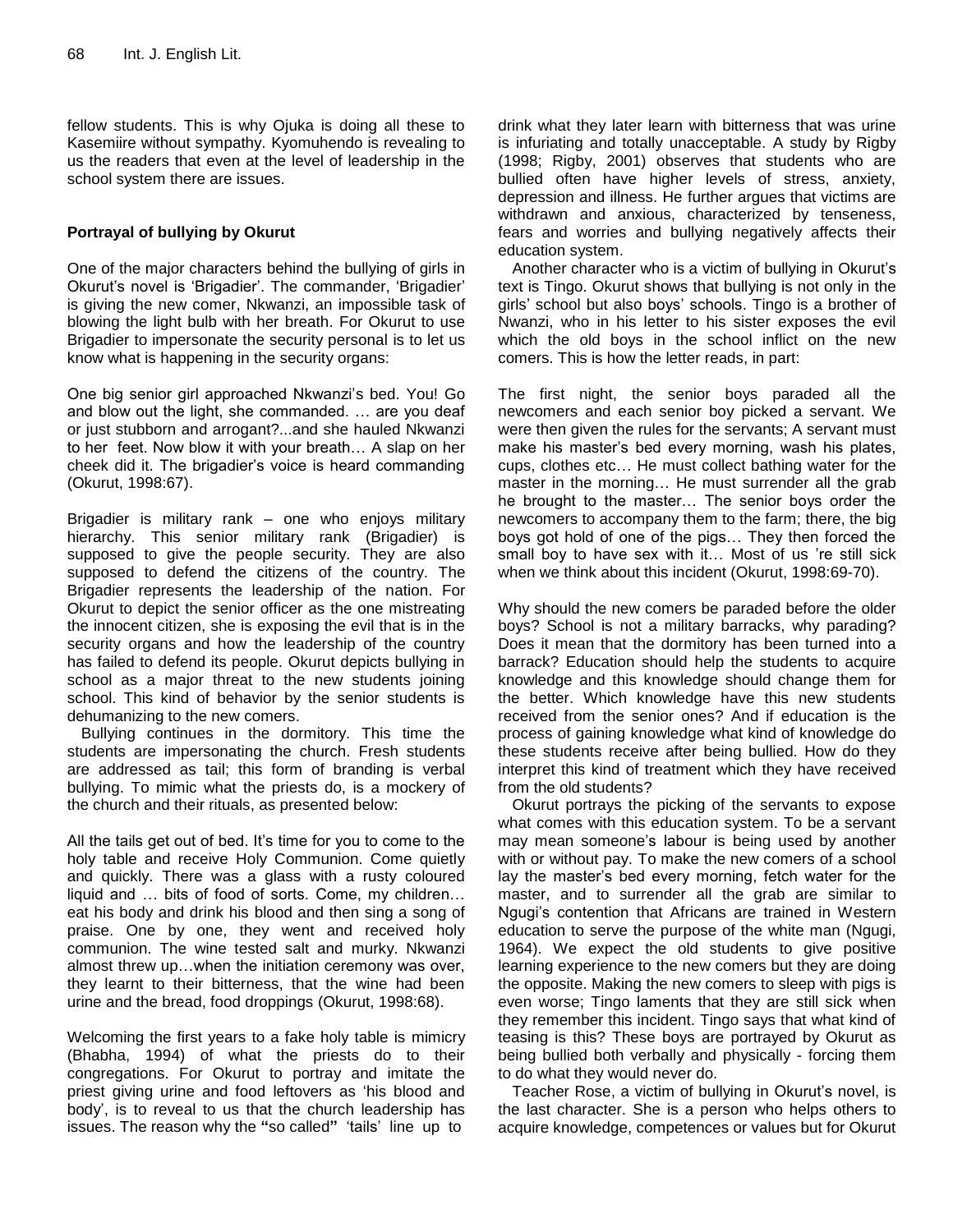fellow students. This is why Ojuka is doing all these to Kasemiire without sympathy. Kyomuhendo is revealing to us the readers that even at the level of leadership in the school system there are issues.

**Portrayal of bullying by Okurut**

One of the major characters behind the bullying of girls in Okurut's novel is 'Brigadier'. The commander, 'Brigadier' is giving the new comer, Nkwanzi, an impossible task of blowing the light bulb with her breath. For Okurut to use Brigadier to impersonate the security personal is to let us know what is happening in the security organs:

One big senior girl approached Nkwanzi's bed. You! Go and blow out the light, she commanded. … are you deaf or just stubborn and arrogant?...and she hauled Nkwanzi to her feet. Now blow it with your breath… A slap on her cheek did it. The brigadier's voice is heard commanding (Okurut, 1998:67).

Brigadier is military rank – one who enjoys military hierarchy. This senior military rank (Brigadier) is supposed to give the people security. They are also supposed to defend the citizens of the country. The Brigadier represents the leadership of the nation. For Okurut to depict the senior officer as the one mistreating the innocent citizen, she is exposing the evil that is in the security organs and how the leadership of the country has failed to defend its people. Okurut depicts bullying in school as a major threat to the new students joining school. This kind of behavior by the senior students is dehumanizing to the new comers.

Bullying continues in the dormitory. This time the students are impersonating the church. Fresh students are addressed as tail; this form of branding is verbal bullying. To mimic what the priests do, is a mockery of the church and their rituals, as presented below:

All the tails get out of bed. It's time for you to come to the holy table and receive Holy Communion. Come quietly and quickly. There was a glass with a rusty coloured liquid and … bits of food of sorts. Come, my children… eat his body and drink his blood and then sing a song of praise. One by one, they went and received holy communion. The wine tested salt and murky. Nkwanzi almost threw up…when the initiation ceremony was over, they learnt to their bitterness, that the wine had been urine and the bread, food droppings (Okurut, 1998:68).

Welcoming the first years to a fake holy table is mimicry (Bhabha, 1994) of what the priests do to their congregations. For Okurut to portray and imitate the priest giving urine and food leftovers as 'his blood and body', is to reveal to us that the church leadership has issues. The reason why the **"**so called**"** 'tails' line up to drink what they later learn with bitterness that was urine is infuriating and totally unacceptable. A study by Rigby (1998; Rigby, 2001) observes that students who are bullied often have higher levels of stress, anxiety, depression and illness. He further argues that victims are withdrawn and anxious, characterized by tenseness, fears and worries and bullying negatively affects their education system.

Another character who is a victim of bullying in Okurut's text is Tingo. Okurut shows that bullying is not only in the girls' school but also boys' schools. Tingo is a brother of Nwanzi, who in his letter to his sister exposes the evil which the old boys in the school inflict on the new comers. This is how the letter reads, in part:

The first night, the senior boys paraded all the newcomers and each senior boy picked a servant. We were then given the rules for the servants; A servant must make his master's bed every morning, wash his plates, cups, clothes etc… He must collect bathing water for the master in the morning… He must surrender all the grab he brought to the master… The senior boys order the newcomers to accompany them to the farm; there, the big boys got hold of one of the pigs… They then forced the small boy to have sex with it… Most of us 're still sick when we think about this incident (Okurut, 1998:69-70).

Why should the new comers be paraded before the older boys? School is not a military barracks, why parading? Does it mean that the dormitory has been turned into a barrack? Education should help the students to acquire knowledge and this knowledge should change them for the better. Which knowledge have this new students received from the senior ones? And if education is the process of gaining knowledge what kind of knowledge do these students receive after being bullied. How do they interpret this kind of treatment which they have received from the old students?

Okurut portrays the picking of the servants to expose what comes with this education system. To be a servant may mean someone's labour is being used by another with or without pay. To make the new comers of a school lay the master's bed every morning, fetch water for the master, and to surrender all the grab are similar to Ngugi's contention that Africans are trained in Western education to serve the purpose of the white man (Ngugi, 1964). We expect the old students to give positive learning experience to the new comers but they are doing the opposite. Making the new comers to sleep with pigs is even worse; Tingo laments that they are still sick when they remember this incident. Tingo says that what kind of teasing is this? These boys are portrayed by Okurut as being bullied both verbally and physically - forcing them to do what they would never do.

Teacher Rose, a victim of bullying in Okurut's novel, is the last character. She is a person who helps others to acquire knowledge, competences or values but for Okurut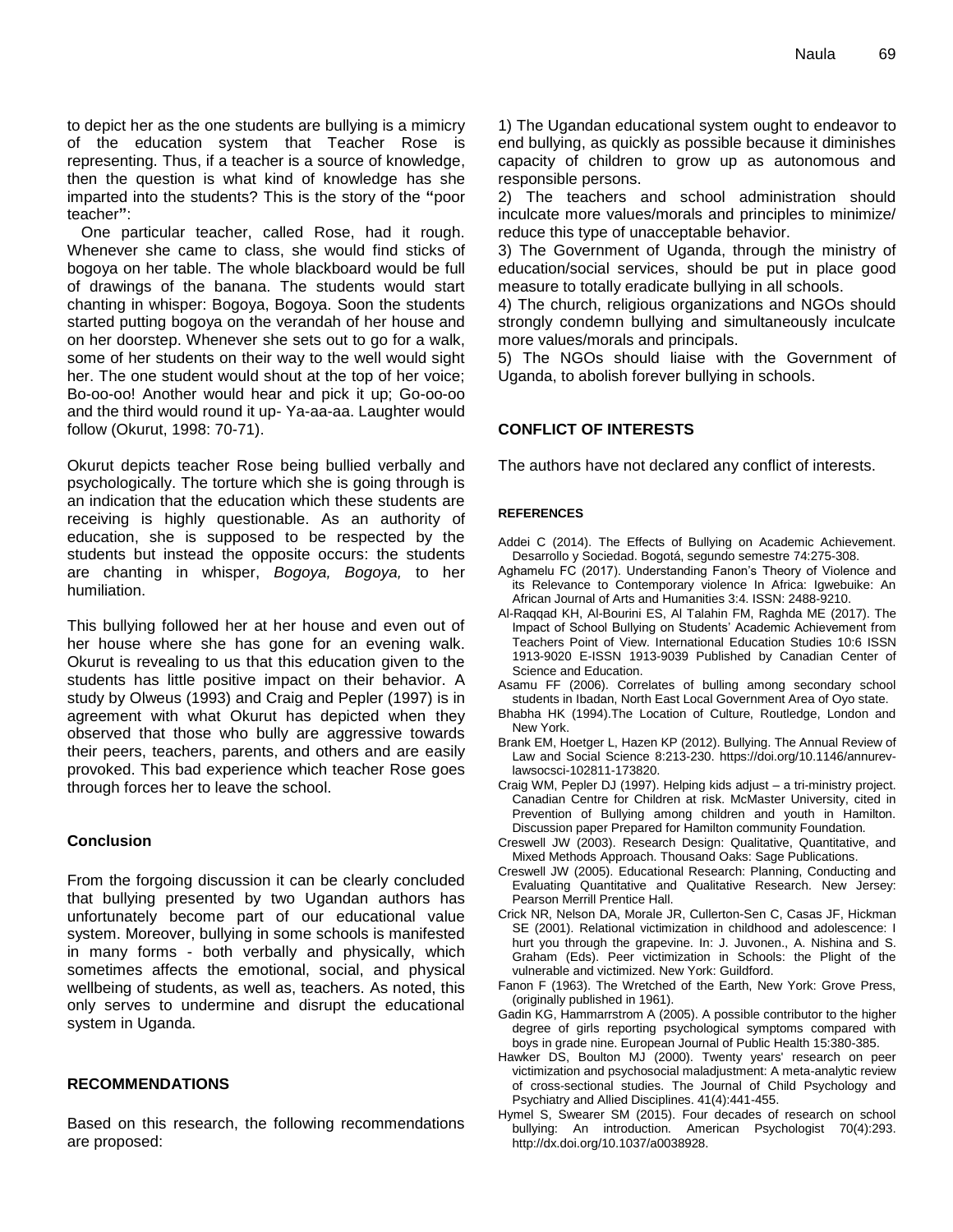to depict her as the one students are bullying is a mimicry of the education system that Teacher Rose is representing. Thus, if a teacher is a source of knowledge, then the question is what kind of knowledge has she imparted into the students? This is the story of the **"**poor teacher**"**:

One particular teacher, called Rose, had it rough. Whenever she came to class, she would find sticks of bogoya on her table. The whole blackboard would be full of drawings of the banana. The students would start chanting in whisper: Bogoya, Bogoya. Soon the students started putting bogoya on the verandah of her house and on her doorstep. Whenever she sets out to go for a walk, some of her students on their way to the well would sight her. The one student would shout at the top of her voice; Bo-oo-oo! Another would hear and pick it up; Go-oo-oo and the third would round it up- Ya-aa-aa. Laughter would follow (Okurut, 1998: 70-71).

Okurut depicts teacher Rose being bullied verbally and psychologically. The torture which she is going through is an indication that the education which these students are receiving is highly questionable. As an authority of education, she is supposed to be respected by the students but instead the opposite occurs: the students are chanting in whisper, *Bogoya, Bogoya,* to her humiliation.

This bullying followed her at her house and even out of her house where she has gone for an evening walk. Okurut is revealing to us that this education given to the students has little positive impact on their behavior. A study by Olweus (1993) and Craig and Pepler (1997) is in agreement with what Okurut has depicted when they observed that those who bully are aggressive towards their peers, teachers, parents, and others and are easily provoked. This bad experience which teacher Rose goes through forces her to leave the school.

### Conclusion

From the forgoing discussion it can be clearly concluded that bullying presented by two Ugandan authors has unfortunately become part of our educational value system. Moreover, bullying in some schools is manifested in many forms - both verbally and physically, which sometimes affects the emotional, social, and physical wellbeing of students, as well as, teachers. As noted, this only serves to undermine and disrupt the educational system in Uganda.

## RECOMMENDATIONS

Based on this research, the following recommendations are proposed:

1) The Ugandan educational system ought to endeavor to end bullying, as quickly as possible because it diminishes capacity of children to grow up as autonomous and responsible persons.
2) The teachers and school administration should inculcate more values/morals and principles to minimize/ reduce this type of unacceptable behavior.
3) The Government of Uganda, through the ministry of education/social services, should be put in place good measure to totally eradicate bullying in all schools.
4) The church, religious organizations and NGOs should strongly condemn bullying and simultaneously inculcate more values/morals and principals.
5) The NGOs should liaise with the Government of Uganda, to abolish forever bullying in schools.

## CONFLICT OF INTERESTS

The authors have not declared any conflict of interests.

## REFERENCES

Addei C (2014). The Effects of Bullying on Academic Achievement. Desarrollo y Sociedad. Bogotá, segundo semestre 74:275-308.

Aghamelu FC (2017). Understanding Fanon's Theory of Violence and its Relevance to Contemporary violence In Africa: Igwebuike: An African Journal of Arts and Humanities 3:4. ISSN: 2488-9210.

Al-Raqqad KH, Al-Bourini ES, Al Talahin FM, Raghda ME (2017). The Impact of School Bullying on Students' Academic Achievement from Teachers Point of View. International Education Studies 10:6 ISSN 1913-9020 E-ISSN 1913-9039 Published by Canadian Center of Science and Education.

Asamu FF (2006). Correlates of bulling among secondary school students in Ibadan, North East Local Government Area of Oyo state.

Bhabha HK (1994).The Location of Culture, Routledge, London and New York.

Brank EM, Hoetger L, Hazen KP (2012). Bullying. The Annual Review of Law and Social Science 8:213-230. https://doi.org/10.1146/annurev-lawsocsci-102811-173820.

Craig WM, Pepler DJ (1997). Helping kids adjust – a tri-ministry project. Canadian Centre for Children at risk. McMaster University, cited in Prevention of Bullying among children and youth in Hamilton. Discussion paper Prepared for Hamilton community Foundation.

Creswell JW (2003). Research Design: Qualitative, Quantitative, and Mixed Methods Approach. Thousand Oaks: Sage Publications.

Creswell JW (2005). Educational Research: Planning, Conducting and Evaluating Quantitative and Qualitative Research. New Jersey: Pearson Merrill Prentice Hall.

Crick NR, Nelson DA, Morale JR, Cullerton-Sen C, Casas JF, Hickman SE (2001). Relational victimization in childhood and adolescence: I hurt you through the grapevine. In: J. Juvonen., A. Nishina and S. Graham (Eds). Peer victimization in Schools: the Plight of the vulnerable and victimized. New York: Guildford.

Fanon F (1963). The Wretched of the Earth, New York: Grove Press, (originally published in 1961).

Gadin KG, Hammarrstrom A (2005). A possible contributor to the higher degree of girls reporting psychological symptoms compared with boys in grade nine. European Journal of Public Health 15:380-385.

Hawker DS, Boulton MJ (2000). Twenty years' research on peer victimization and psychosocial maladjustment: A meta-analytic review of cross-sectional studies. The Journal of Child Psychology and Psychiatry and Allied Disciplines. 41(4):441-455.

Hymel S, Swearer SM (2015). Four decades of research on school bullying: An introduction. American Psychologist 70(4):293. http://dx.doi.org/10.1037/a0038928.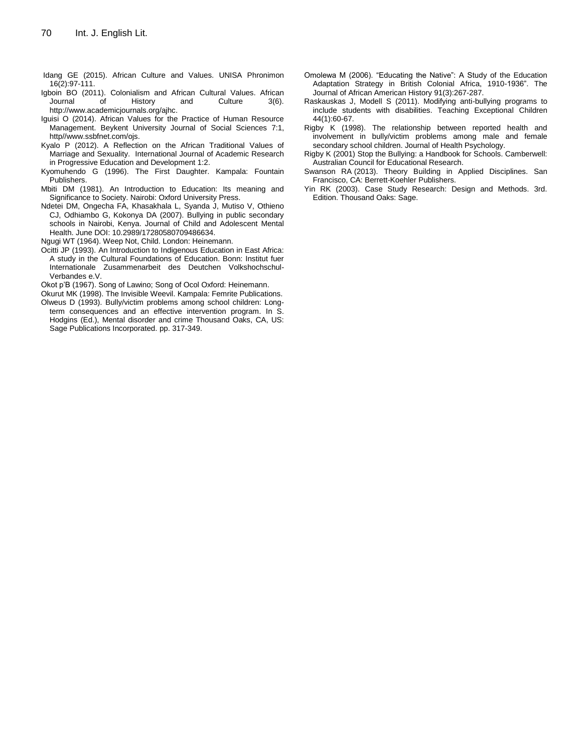Idang GE (2015). African Culture and Values. UNISA Phronimon 16(2):97-111.

Igboin BO (2011). Colonialism and African Cultural Values. African Journal of History and Culture 3(6). http://www.academicjournals.org/ajhc.

Iguisi O (2014). African Values for the Practice of Human Resource Management. Beykent University Journal of Social Sciences 7:1, http//www.ssbfnet.com/ojs.

Kyalo P (2012). A Reflection on the African Traditional Values of Marriage and Sexuality. International Journal of Academic Research in Progressive Education and Development 1:2.

Kyomuhendo G (1996). The First Daughter. Kampala: Fountain Publishers.

Mbiti DM (1981). An Introduction to Education: Its meaning and Significance to Society. Nairobi: Oxford University Press.

Ndetei DM, Ongecha FA, Khasakhala L, Syanda J, Mutiso V, Othieno CJ, Odhiambo G, Kokonya DA (2007). Bullying in public secondary schools in Nairobi, Kenya. Journal of Child and Adolescent Mental Health. June DOI: 10.2989/17280580709486634.

Ngugi WT (1964). Weep Not, Child. London: Heinemann.

Ocitti JP (1993). An Introduction to Indigenous Education in East Africa: A study in the Cultural Foundations of Education. Bonn: Institut fuer Internationale Zusammenarbeit des Deutchen Volkshochschul-Verbandes e.V.

Okot p'B (1967). Song of Lawino; Song of Ocol Oxford: Heinemann.

Okurut MK (1998). The Invisible Weevil. Kampala: Femrite Publications.

Olweus D (1993). Bully/victim problems among school children: Long-term consequences and an effective intervention program. In S. Hodgins (Ed.), Mental disorder and crime Thousand Oaks, CA, US: Sage Publications Incorporated. pp. 317-349.

Omolewa M (2006). "Educating the Native": A Study of the Education Adaptation Strategy in British Colonial Africa, 1910-1936". The Journal of African American History 91(3):267-287.

Raskauskas J, Modell S (2011). Modifying anti-bullying programs to include students with disabilities. Teaching Exceptional Children 44(1):60-67.

Rigby K (1998). The relationship between reported health and involvement in bully/victim problems among male and female secondary school children. Journal of Health Psychology.

Rigby K (2001) Stop the Bullying: a Handbook for Schools. Camberwell: Australian Council for Educational Research.

Swanson RA (2013). Theory Building in Applied Disciplines. San Francisco, CA: Berrett-Koehler Publishers.

Yin RK (2003). Case Study Research: Design and Methods. 3rd. Edition. Thousand Oaks: Sage.